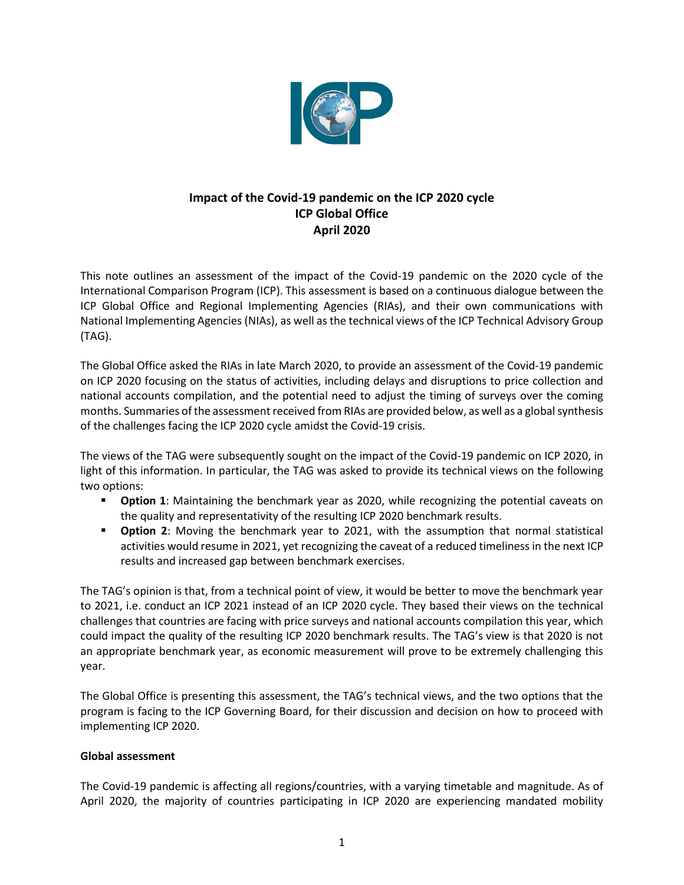**Impact of the Covid-19 pandemic on the ICP 2020 cycle**
**ICP Global Office**
**April 2020**

This note outlines an assessment of the impact of the Covid-19 pandemic on the 2020 cycle of the International Comparison Program (ICP). This assessment is based on a continuous dialogue between the ICP Global Office and Regional Implementing Agencies (RIAs), and their own communications with National Implementing Agencies (NIAs), as well as the technical views of the ICP Technical Advisory Group (TAG).

The Global Office asked the RIAs in late March 2020, to provide an assessment of the Covid-19 pandemic on ICP 2020 focusing on the status of activities, including delays and disruptions to price collection and national accounts compilation, and the potential need to adjust the timing of surveys over the coming months. Summaries of the assessment received from RIAs are provided below, as well as a global synthesis of the challenges facing the ICP 2020 cycle amidst the Covid-19 crisis.

The views of the TAG were subsequently sought on the impact of the Covid-19 pandemic on ICP 2020, in light of this information. In particular, the TAG was asked to provide its technical views on the following two options:

- **Option 1**: Maintaining the benchmark year as 2020, while recognizing the potential caveats on the quality and representativity of the resulting ICP 2020 benchmark results.
- **Option 2**: Moving the benchmark year to 2021, with the assumption that normal statistical activities would resume in 2021, yet recognizing the caveat of a reduced timeliness in the next ICP results and increased gap between benchmark exercises.

The TAG's opinion is that, from a technical point of view, it would be better to move the benchmark year to 2021, i.e. conduct an ICP 2021 instead of an ICP 2020 cycle. They based their views on the technical challenges that countries are facing with price surveys and national accounts compilation this year, which could impact the quality of the resulting ICP 2020 benchmark results. The TAG's view is that 2020 is not an appropriate benchmark year, as economic measurement will prove to be extremely challenging this year.

The Global Office is presenting this assessment, the TAG's technical views, and the two options that the program is facing to the ICP Governing Board, for their discussion and decision on how to proceed with implementing ICP 2020.

**Global assessment**

The Covid-19 pandemic is affecting all regions/countries, with a varying timetable and magnitude. As of April 2020, the majority of countries participating in ICP 2020 are experiencing mandated mobility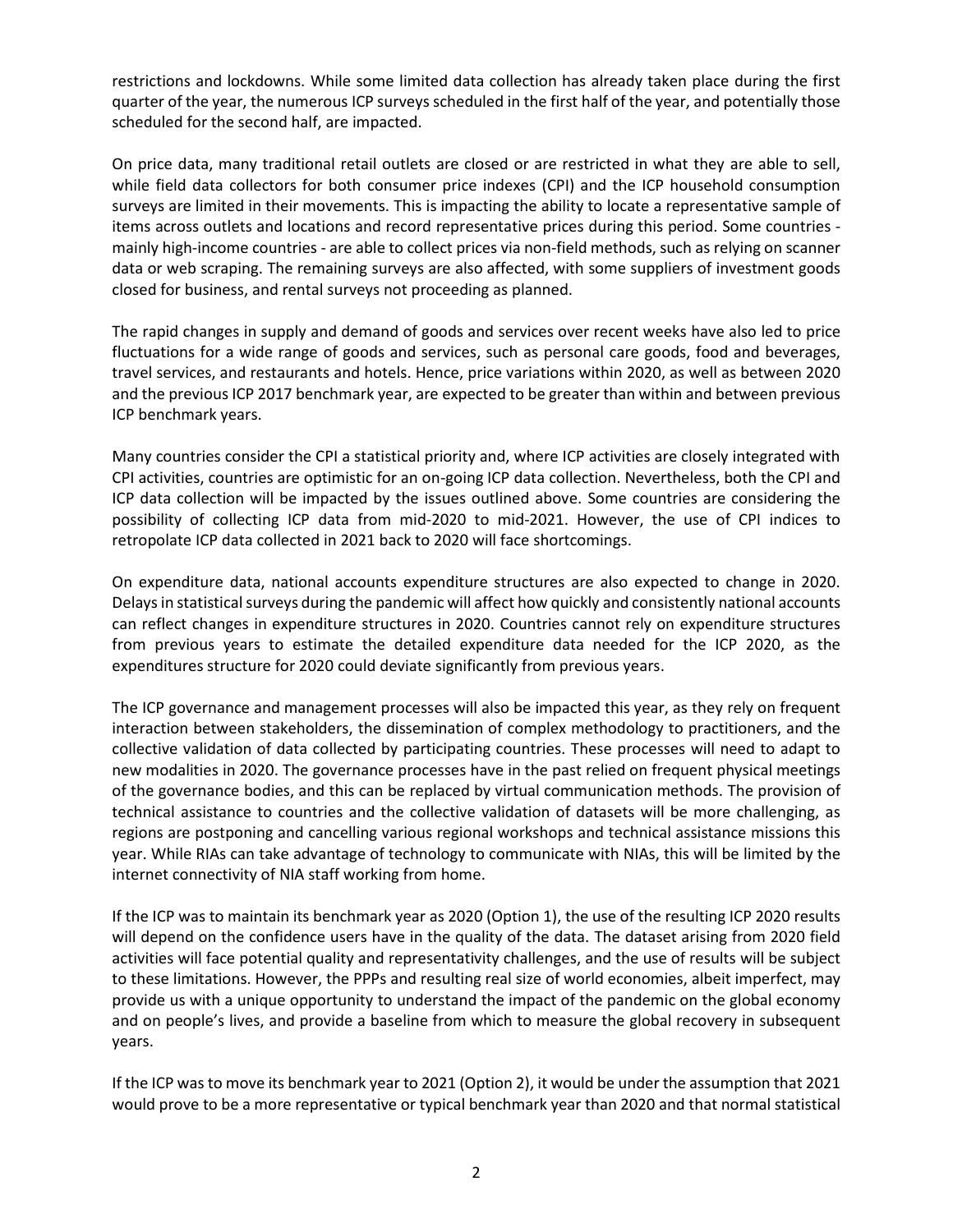restrictions and lockdowns. While some limited data collection has already taken place during the first quarter of the year, the numerous ICP surveys scheduled in the first half of the year, and potentially those scheduled for the second half, are impacted.

On price data, many traditional retail outlets are closed or are restricted in what they are able to sell, while field data collectors for both consumer price indexes (CPI) and the ICP household consumption surveys are limited in their movements. This is impacting the ability to locate a representative sample of items across outlets and locations and record representative prices during this period. Some countries - mainly high-income countries - are able to collect prices via non-field methods, such as relying on scanner data or web scraping. The remaining surveys are also affected, with some suppliers of investment goods closed for business, and rental surveys not proceeding as planned.

The rapid changes in supply and demand of goods and services over recent weeks have also led to price fluctuations for a wide range of goods and services, such as personal care goods, food and beverages, travel services, and restaurants and hotels. Hence, price variations within 2020, as well as between 2020 and the previous ICP 2017 benchmark year, are expected to be greater than within and between previous ICP benchmark years.

Many countries consider the CPI a statistical priority and, where ICP activities are closely integrated with CPI activities, countries are optimistic for an on-going ICP data collection. Nevertheless, both the CPI and ICP data collection will be impacted by the issues outlined above. Some countries are considering the possibility of collecting ICP data from mid-2020 to mid-2021. However, the use of CPI indices to retropolate ICP data collected in 2021 back to 2020 will face shortcomings.

On expenditure data, national accounts expenditure structures are also expected to change in 2020. Delays in statistical surveys during the pandemic will affect how quickly and consistently national accounts can reflect changes in expenditure structures in 2020. Countries cannot rely on expenditure structures from previous years to estimate the detailed expenditure data needed for the ICP 2020, as the expenditures structure for 2020 could deviate significantly from previous years.

The ICP governance and management processes will also be impacted this year, as they rely on frequent interaction between stakeholders, the dissemination of complex methodology to practitioners, and the collective validation of data collected by participating countries. These processes will need to adapt to new modalities in 2020. The governance processes have in the past relied on frequent physical meetings of the governance bodies, and this can be replaced by virtual communication methods. The provision of technical assistance to countries and the collective validation of datasets will be more challenging, as regions are postponing and cancelling various regional workshops and technical assistance missions this year. While RIAs can take advantage of technology to communicate with NIAs, this will be limited by the internet connectivity of NIA staff working from home.

If the ICP was to maintain its benchmark year as 2020 (Option 1), the use of the resulting ICP 2020 results will depend on the confidence users have in the quality of the data. The dataset arising from 2020 field activities will face potential quality and representativity challenges, and the use of results will be subject to these limitations. However, the PPPs and resulting real size of world economies, albeit imperfect, may provide us with a unique opportunity to understand the impact of the pandemic on the global economy and on people's lives, and provide a baseline from which to measure the global recovery in subsequent years.

If the ICP was to move its benchmark year to 2021 (Option 2), it would be under the assumption that 2021 would prove to be a more representative or typical benchmark year than 2020 and that normal statistical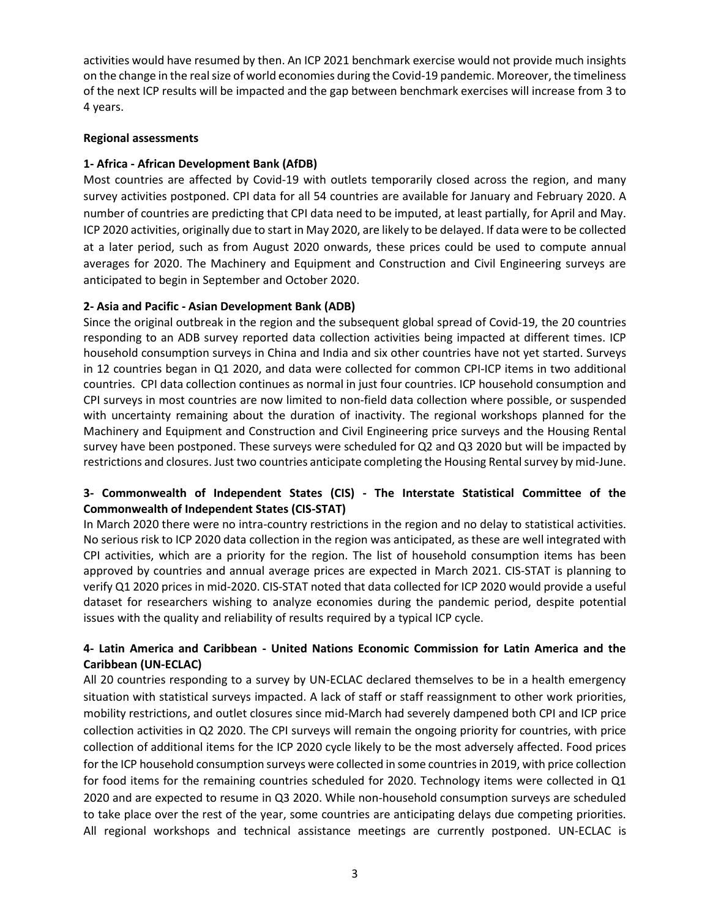activities would have resumed by then. An ICP 2021 benchmark exercise would not provide much insights on the change in the real size of world economies during the Covid-19 pandemic. Moreover, the timeliness of the next ICP results will be impacted and the gap between benchmark exercises will increase from 3 to 4 years.

**Regional assessments**

**1- Africa - African Development Bank (AfDB)**

Most countries are affected by Covid-19 with outlets temporarily closed across the region, and many survey activities postponed. CPI data for all 54 countries are available for January and February 2020. A number of countries are predicting that CPI data need to be imputed, at least partially, for April and May. ICP 2020 activities, originally due to start in May 2020, are likely to be delayed. If data were to be collected at a later period, such as from August 2020 onwards, these prices could be used to compute annual averages for 2020. The Machinery and Equipment and Construction and Civil Engineering surveys are anticipated to begin in September and October 2020.

**2- Asia and Pacific - Asian Development Bank (ADB)**

Since the original outbreak in the region and the subsequent global spread of Covid-19, the 20 countries responding to an ADB survey reported data collection activities being impacted at different times. ICP household consumption surveys in China and India and six other countries have not yet started. Surveys in 12 countries began in Q1 2020, and data were collected for common CPI-ICP items in two additional countries. CPI data collection continues as normal in just four countries. ICP household consumption and CPI surveys in most countries are now limited to non-field data collection where possible, or suspended with uncertainty remaining about the duration of inactivity. The regional workshops planned for the Machinery and Equipment and Construction and Civil Engineering price surveys and the Housing Rental survey have been postponed. These surveys were scheduled for Q2 and Q3 2020 but will be impacted by restrictions and closures. Just two countries anticipate completing the Housing Rental survey by mid-June.

**3- Commonwealth of Independent States (CIS) - The Interstate Statistical Committee of the Commonwealth of Independent States (CIS-STAT)**

In March 2020 there were no intra-country restrictions in the region and no delay to statistical activities. No serious risk to ICP 2020 data collection in the region was anticipated, as these are well integrated with CPI activities, which are a priority for the region. The list of household consumption items has been approved by countries and annual average prices are expected in March 2021. CIS-STAT is planning to verify Q1 2020 prices in mid-2020. CIS-STAT noted that data collected for ICP 2020 would provide a useful dataset for researchers wishing to analyze economies during the pandemic period, despite potential issues with the quality and reliability of results required by a typical ICP cycle.

**4- Latin America and Caribbean - United Nations Economic Commission for Latin America and the Caribbean (UN-ECLAC)**

All 20 countries responding to a survey by UN-ECLAC declared themselves to be in a health emergency situation with statistical surveys impacted. A lack of staff or staff reassignment to other work priorities, mobility restrictions, and outlet closures since mid-March had severely dampened both CPI and ICP price collection activities in Q2 2020. The CPI surveys will remain the ongoing priority for countries, with price collection of additional items for the ICP 2020 cycle likely to be the most adversely affected. Food prices for the ICP household consumption surveys were collected in some countries in 2019, with price collection for food items for the remaining countries scheduled for 2020. Technology items were collected in Q1 2020 and are expected to resume in Q3 2020. While non-household consumption surveys are scheduled to take place over the rest of the year, some countries are anticipating delays due competing priorities. All regional workshops and technical assistance meetings are currently postponed. UN-ECLAC is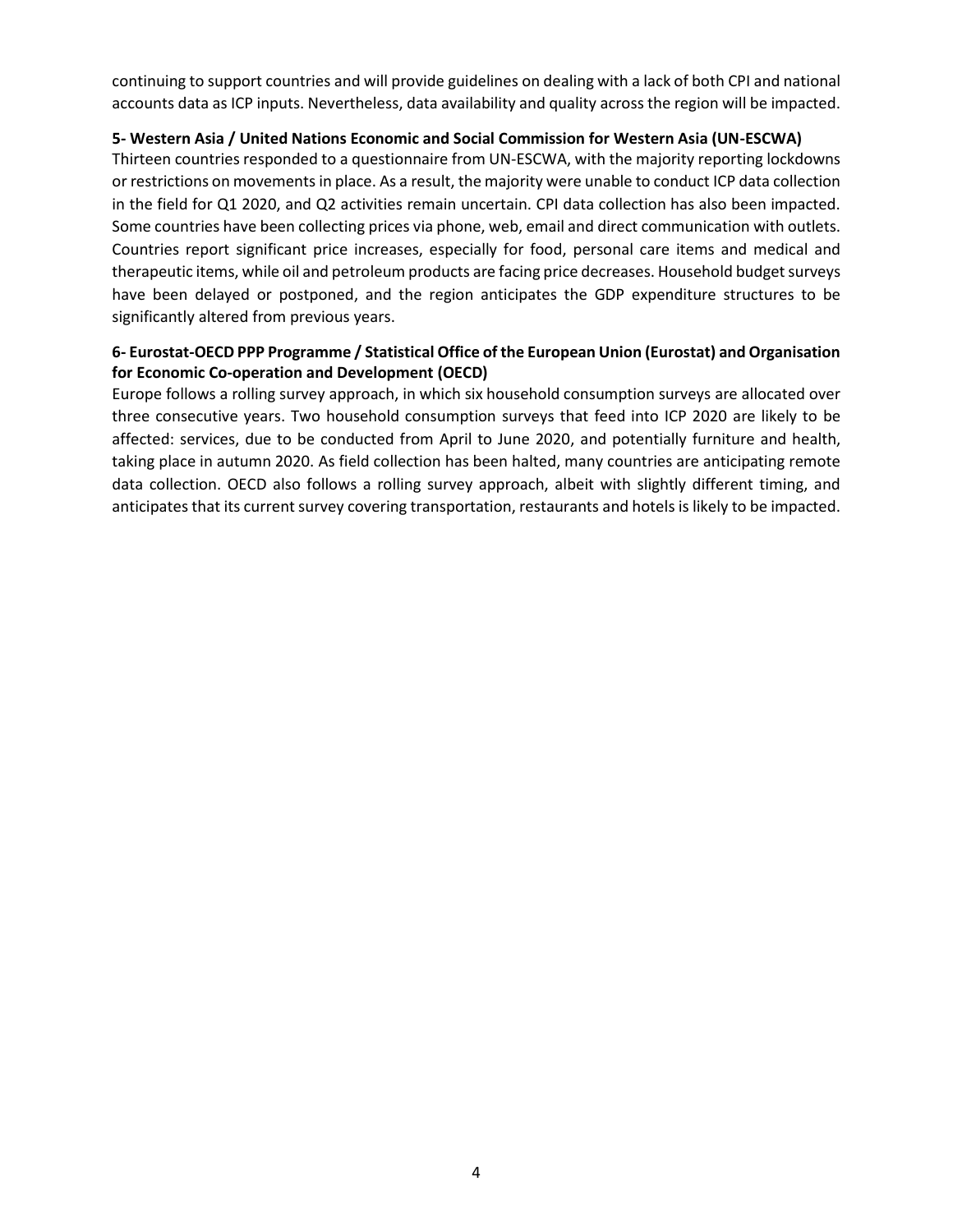continuing to support countries and will provide guidelines on dealing with a lack of both CPI and national accounts data as ICP inputs. Nevertheless, data availability and quality across the region will be impacted.

**5- Western Asia / United Nations Economic and Social Commission for Western Asia (UN-ESCWA)**

Thirteen countries responded to a questionnaire from UN-ESCWA, with the majority reporting lockdowns or restrictions on movements in place. As a result, the majority were unable to conduct ICP data collection in the field for Q1 2020, and Q2 activities remain uncertain. CPI data collection has also been impacted. Some countries have been collecting prices via phone, web, email and direct communication with outlets. Countries report significant price increases, especially for food, personal care items and medical and therapeutic items, while oil and petroleum products are facing price decreases. Household budget surveys have been delayed or postponed, and the region anticipates the GDP expenditure structures to be significantly altered from previous years.

**6- Eurostat-OECD PPP Programme / Statistical Office of the European Union (Eurostat) and Organisation for Economic Co-operation and Development (OECD)**

Europe follows a rolling survey approach, in which six household consumption surveys are allocated over three consecutive years. Two household consumption surveys that feed into ICP 2020 are likely to be affected: services, due to be conducted from April to June 2020, and potentially furniture and health, taking place in autumn 2020. As field collection has been halted, many countries are anticipating remote data collection. OECD also follows a rolling survey approach, albeit with slightly different timing, and anticipates that its current survey covering transportation, restaurants and hotels is likely to be impacted.